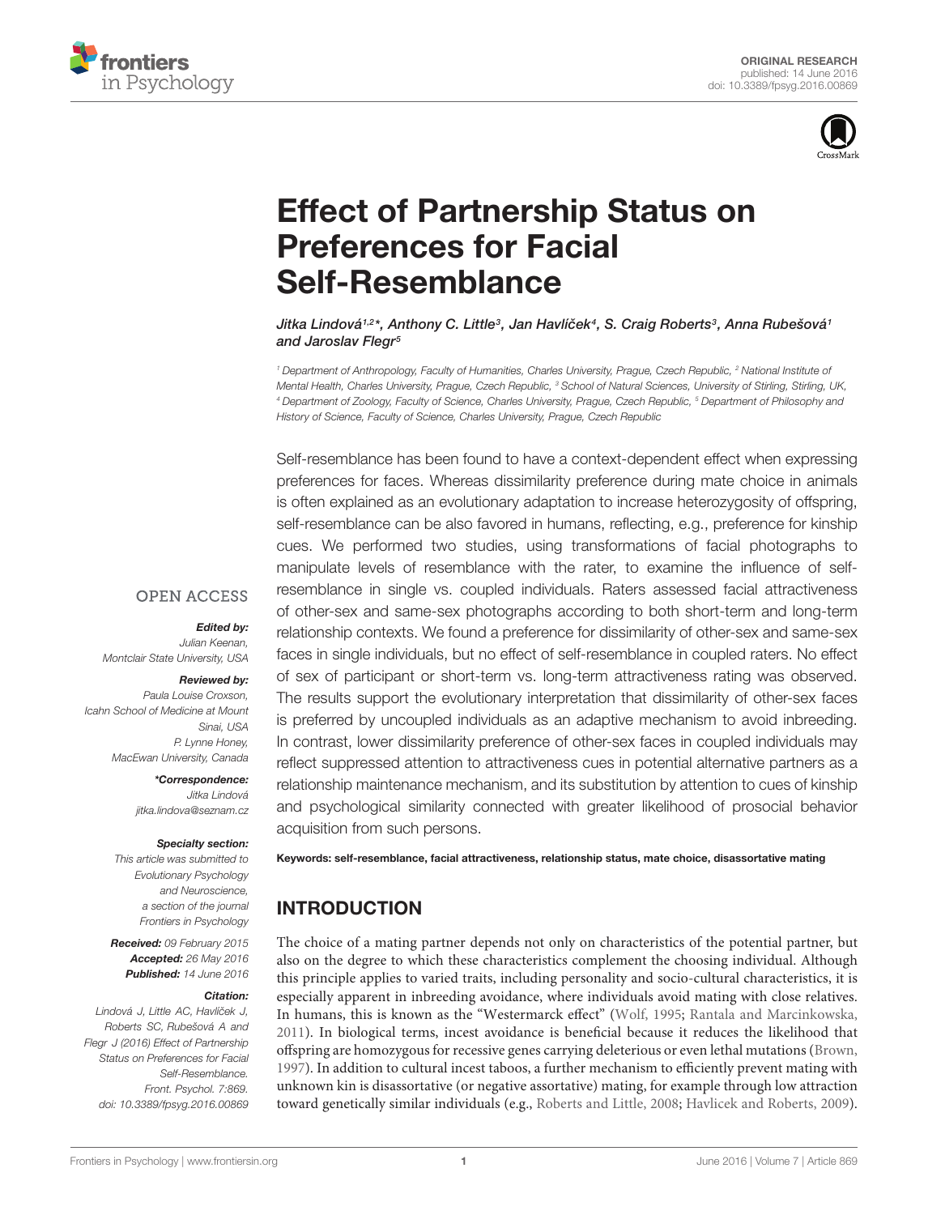ORIGINAL RESEARCH
published: 14 June 2016
doi: 10.3389/fpsyg.2016.00869

# Effect of Partnership Status on Preferences for Facial Self-Resemblance

*Jitka Lindová[1,2]\*, Anthony C. Little[3], Jan Havlíček[4], S. Craig Roberts[3], Anna Rubešová[1] and Jaroslav Flegr[5]*

[1] Department of Anthropology, Faculty of Humanities, Charles University, Prague, Czech Republic, [2] National Institute of Mental Health, Charles University, Prague, Czech Republic, [3] School of Natural Sciences, University of Stirling, Stirling, UK, [4] Department of Zoology, Faculty of Science, Charles University, Prague, Czech Republic, [5] Department of Philosophy and History of Science, Faculty of Science, Charles University, Prague, Czech Republic

Self-resemblance has been found to have a context-dependent effect when expressing preferences for faces. Whereas dissimilarity preference during mate choice in animals is often explained as an evolutionary adaptation to increase heterozygosity of offspring, self-resemblance can be also favored in humans, reflecting, e.g., preference for kinship cues. We performed two studies, using transformations of facial photographs to manipulate levels of resemblance with the rater, to examine the influence of self-resemblance in single vs. coupled individuals. Raters assessed facial attractiveness of other-sex and same-sex photographs according to both short-term and long-term relationship contexts. We found a preference for dissimilarity of other-sex and same-sex faces in single individuals, but no effect of self-resemblance in coupled raters. No effect of sex of participant or short-term vs. long-term attractiveness rating was observed. The results support the evolutionary interpretation that dissimilarity of other-sex faces is preferred by uncoupled individuals as an adaptive mechanism to avoid inbreeding. In contrast, lower dissimilarity preference of other-sex faces in coupled individuals may reflect suppressed attention to attractiveness cues in potential alternative partners as a relationship maintenance mechanism, and its substitution by attention to cues of kinship and psychological similarity connected with greater likelihood of prosocial behavior acquisition from such persons.

**Keywords: self-resemblance, facial attractiveness, relationship status, mate choice, disassortative mating**

OPEN ACCESS

***Edited by:***
*Julian Keenan, Montclair State University, USA*

***Reviewed by:***
*Paula Louise Croxson, Icahn School of Medicine at Mount Sinai, USA*
*P. Lynne Honey, MacEwan University, Canada*

***\*Correspondence:***
*Jitka Lindová*
*jitka.lindova@seznam.cz*

***Specialty section:***
*This article was submitted to Evolutionary Psychology and Neuroscience, a section of the journal Frontiers in Psychology*

***Received:*** *09 February 2015*
***Accepted:*** *26 May 2016*
***Published:*** *14 June 2016*

***Citation:***
*Lindová J, Little AC, Havlíček J, Roberts SC, Rubešová A and Flegr J (2016) Effect of Partnership Status on Preferences for Facial Self-Resemblance. Front. Psychol. 7:869. doi: 10.3389/fpsyg.2016.00869*

## INTRODUCTION

The choice of a mating partner depends not only on characteristics of the potential partner, but also on the degree to which these characteristics complement the choosing individual. Although this principle applies to varied traits, including personality and socio-cultural characteristics, it is especially apparent in inbreeding avoidance, where individuals avoid mating with close relatives. In humans, this is known as the "Westermarck effect" (Wolf, 1995; Rantala and Marcinkowska, 2011). In biological terms, incest avoidance is beneficial because it reduces the likelihood that offspring are homozygous for recessive genes carrying deleterious or even lethal mutations (Brown, 1997). In addition to cultural incest taboos, a further mechanism to efficiently prevent mating with unknown kin is disassortative (or negative assortative) mating, for example through low attraction toward genetically similar individuals (e.g., Roberts and Little, 2008; Havlicek and Roberts, 2009).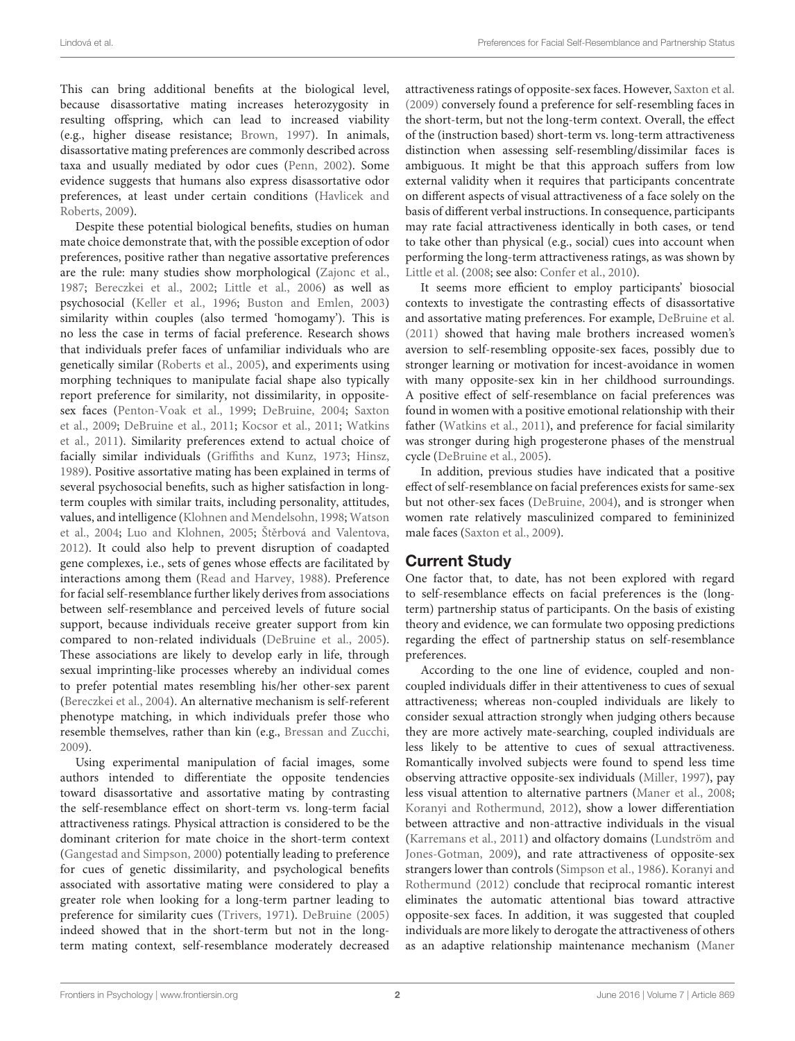This can bring additional benefits at the biological level, because disassortative mating increases heterozygosity in resulting offspring, which can lead to increased viability (e.g., higher disease resistance; Brown, 1997). In animals, disassortative mating preferences are commonly described across taxa and usually mediated by odor cues (Penn, 2002). Some evidence suggests that humans also express disassortative odor preferences, at least under certain conditions (Havlicek and Roberts, 2009).

Despite these potential biological benefits, studies on human mate choice demonstrate that, with the possible exception of odor preferences, positive rather than negative assortative preferences are the rule: many studies show morphological (Zajonc et al., 1987; Bereczkei et al., 2002; Little et al., 2006) as well as psychosocial (Keller et al., 1996; Buston and Emlen, 2003) similarity within couples (also termed 'homogamy'). This is no less the case in terms of facial preference. Research shows that individuals prefer faces of unfamiliar individuals who are genetically similar (Roberts et al., 2005), and experiments using morphing techniques to manipulate facial shape also typically report preference for similarity, not dissimilarity, in opposite-sex faces (Penton-Voak et al., 1999; DeBruine, 2004; Saxton et al., 2009; DeBruine et al., 2011; Kocsor et al., 2011; Watkins et al., 2011). Similarity preferences extend to actual choice of facially similar individuals (Griffiths and Kunz, 1973; Hinsz, 1989). Positive assortative mating has been explained in terms of several psychosocial benefits, such as higher satisfaction in long-term couples with similar traits, including personality, attitudes, values, and intelligence (Klohnen and Mendelsohn, 1998; Watson et al., 2004; Luo and Klohnen, 2005; Štěrbová and Valentova, 2012). It could also help to prevent disruption of coadapted gene complexes, i.e., sets of genes whose effects are facilitated by interactions among them (Read and Harvey, 1988). Preference for facial self-resemblance further likely derives from associations between self-resemblance and perceived levels of future social support, because individuals receive greater support from kin compared to non-related individuals (DeBruine et al., 2005). These associations are likely to develop early in life, through sexual imprinting-like processes whereby an individual comes to prefer potential mates resembling his/her other-sex parent (Bereczkei et al., 2004). An alternative mechanism is self-referent phenotype matching, in which individuals prefer those who resemble themselves, rather than kin (e.g., Bressan and Zucchi, 2009).

Using experimental manipulation of facial images, some authors intended to differentiate the opposite tendencies toward disassortative and assortative mating by contrasting the self-resemblance effect on short-term vs. long-term facial attractiveness ratings. Physical attraction is considered to be the dominant criterion for mate choice in the short-term context (Gangestad and Simpson, 2000) potentially leading to preference for cues of genetic dissimilarity, and psychological benefits associated with assortative mating were considered to play a greater role when looking for a long-term partner leading to preference for similarity cues (Trivers, 1971). DeBruine (2005) indeed showed that in the short-term but not in the long-term mating context, self-resemblance moderately decreased attractiveness ratings of opposite-sex faces. However, Saxton et al. (2009) conversely found a preference for self-resembling faces in the short-term, but not the long-term context. Overall, the effect of the (instruction based) short-term vs. long-term attractiveness distinction when assessing self-resembling/dissimilar faces is ambiguous. It might be that this approach suffers from low external validity when it requires that participants concentrate on different aspects of visual attractiveness of a face solely on the basis of different verbal instructions. In consequence, participants may rate facial attractiveness identically in both cases, or tend to take other than physical (e.g., social) cues into account when performing the long-term attractiveness ratings, as was shown by Little et al. (2008; see also: Confer et al., 2010).

It seems more efficient to employ participants' biosocial contexts to investigate the contrasting effects of disassortative and assortative mating preferences. For example, DeBruine et al. (2011) showed that having male brothers increased women's aversion to self-resembling opposite-sex faces, possibly due to stronger learning or motivation for incest-avoidance in women with many opposite-sex kin in her childhood surroundings. A positive effect of self-resemblance on facial preferences was found in women with a positive emotional relationship with their father (Watkins et al., 2011), and preference for facial similarity was stronger during high progesterone phases of the menstrual cycle (DeBruine et al., 2005).

In addition, previous studies have indicated that a positive effect of self-resemblance on facial preferences exists for same-sex but not other-sex faces (DeBruine, 2004), and is stronger when women rate relatively masculinized compared to femininized male faces (Saxton et al., 2009).

## Current Study

One factor that, to date, has not been explored with regard to self-resemblance effects on facial preferences is the (long-term) partnership status of participants. On the basis of existing theory and evidence, we can formulate two opposing predictions regarding the effect of partnership status on self-resemblance preferences.

According to the one line of evidence, coupled and non-coupled individuals differ in their attentiveness to cues of sexual attractiveness; whereas non-coupled individuals are likely to consider sexual attraction strongly when judging others because they are more actively mate-searching, coupled individuals are less likely to be attentive to cues of sexual attractiveness. Romantically involved subjects were found to spend less time observing attractive opposite-sex individuals (Miller, 1997), pay less visual attention to alternative partners (Maner et al., 2008; Koranyi and Rothermund, 2012), show a lower differentiation between attractive and non-attractive individuals in the visual (Karremans et al., 2011) and olfactory domains (Lundström and Jones-Gotman, 2009), and rate attractiveness of opposite-sex strangers lower than controls (Simpson et al., 1986). Koranyi and Rothermund (2012) conclude that reciprocal romantic interest eliminates the automatic attentional bias toward attractive opposite-sex faces. In addition, it was suggested that coupled individuals are more likely to derogate the attractiveness of others as an adaptive relationship maintenance mechanism (Maner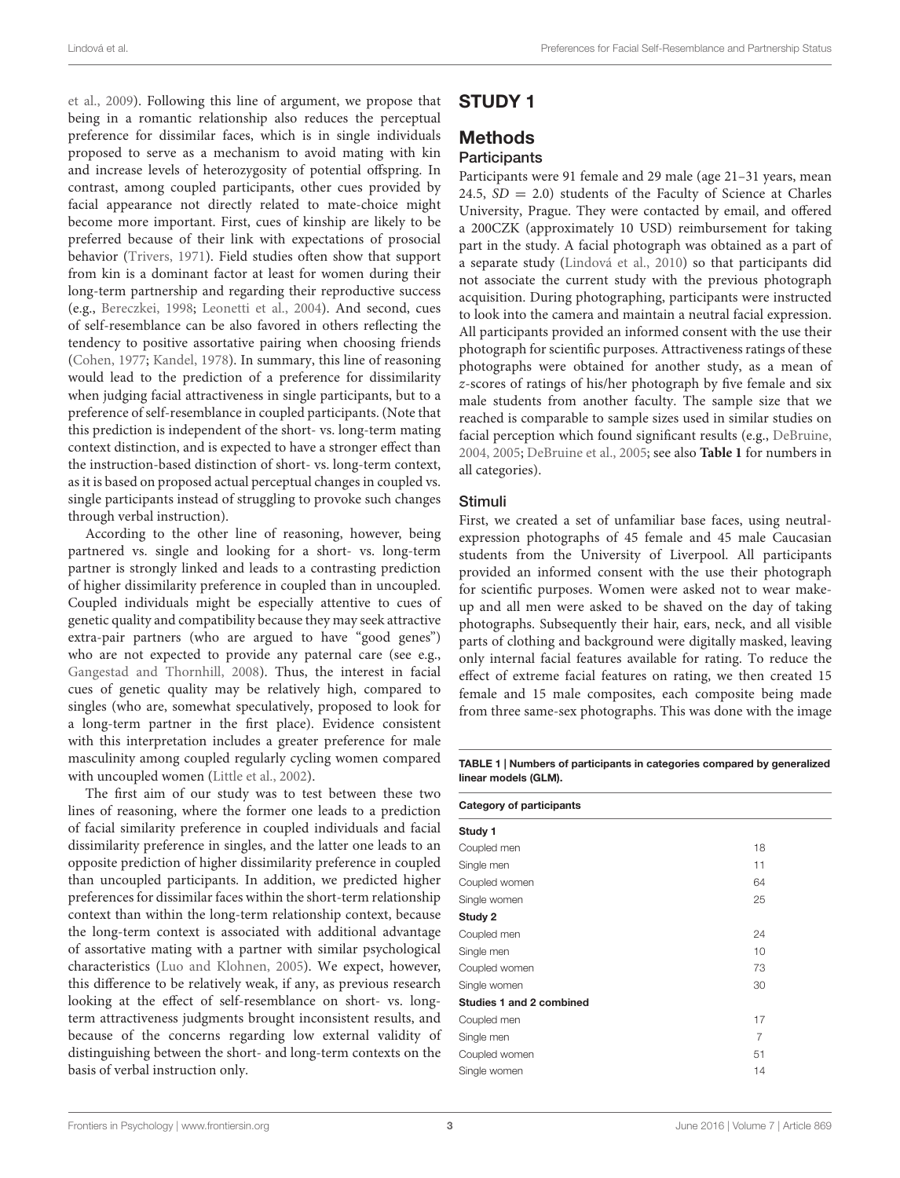et al., 2009). Following this line of argument, we propose that being in a romantic relationship also reduces the perceptual preference for dissimilar faces, which is in single individuals proposed to serve as a mechanism to avoid mating with kin and increase levels of heterozygosity of potential offspring. In contrast, among coupled participants, other cues provided by facial appearance not directly related to mate-choice might become more important. First, cues of kinship are likely to be preferred because of their link with expectations of prosocial behavior (Trivers, 1971). Field studies often show that support from kin is a dominant factor at least for women during their long-term partnership and regarding their reproductive success (e.g., Bereczkei, 1998; Leonetti et al., 2004). And second, cues of self-resemblance can be also favored in others reflecting the tendency to positive assortative pairing when choosing friends (Cohen, 1977; Kandel, 1978). In summary, this line of reasoning would lead to the prediction of a preference for dissimilarity when judging facial attractiveness in single participants, but to a preference of self-resemblance in coupled participants. (Note that this prediction is independent of the short- vs. long-term mating context distinction, and is expected to have a stronger effect than the instruction-based distinction of short- vs. long-term context, as it is based on proposed actual perceptual changes in coupled vs. single participants instead of struggling to provoke such changes through verbal instruction).

According to the other line of reasoning, however, being partnered vs. single and looking for a short- vs. long-term partner is strongly linked and leads to a contrasting prediction of higher dissimilarity preference in coupled than in uncoupled. Coupled individuals might be especially attentive to cues of genetic quality and compatibility because they may seek attractive extra-pair partners (who are argued to have "good genes") who are not expected to provide any paternal care (see e.g., Gangestad and Thornhill, 2008). Thus, the interest in facial cues of genetic quality may be relatively high, compared to singles (who are, somewhat speculatively, proposed to look for a long-term partner in the first place). Evidence consistent with this interpretation includes a greater preference for male masculinity among coupled regularly cycling women compared with uncoupled women (Little et al., 2002).

The first aim of our study was to test between these two lines of reasoning, where the former one leads to a prediction of facial similarity preference in coupled individuals and facial dissimilarity preference in singles, and the latter one leads to an opposite prediction of higher dissimilarity preference in coupled than uncoupled participants. In addition, we predicted higher preferences for dissimilar faces within the short-term relationship context than within the long-term relationship context, because the long-term context is associated with additional advantage of assortative mating with a partner with similar psychological characteristics (Luo and Klohnen, 2005). We expect, however, this difference to be relatively weak, if any, as previous research looking at the effect of self-resemblance on short- vs. long-term attractiveness judgments brought inconsistent results, and because of the concerns regarding low external validity of distinguishing between the short- and long-term contexts on the basis of verbal instruction only.

# STUDY 1

## Methods

### Participants

Participants were 91 female and 29 male (age 21–31 years, mean 24.5, $SD = 2.0$) students of the Faculty of Science at Charles University, Prague. They were contacted by email, and offered a 200CZK (approximately 10 USD) reimbursement for taking part in the study. A facial photograph was obtained as a part of a separate study (Lindová et al., 2010) so that participants did not associate the current study with the previous photograph acquisition. During photographing, participants were instructed to look into the camera and maintain a neutral facial expression. All participants provided an informed consent with the use their photograph for scientific purposes. Attractiveness ratings of these photographs were obtained for another study, as a mean of $z$-scores of ratings of his/her photograph by five female and six male students from another faculty. The sample size that we reached is comparable to sample sizes used in similar studies on facial perception which found significant results (e.g., DeBruine, 2004, 2005; DeBruine et al., 2005; see also **Table 1** for numbers in all categories).

### Stimuli

First, we created a set of unfamiliar base faces, using neutral-expression photographs of 45 female and 45 male Caucasian students from the University of Liverpool. All participants provided an informed consent with the use their photograph for scientific purposes. Women were asked not to wear make-up and all men were asked to be shaved on the day of taking photographs. Subsequently their hair, ears, neck, and all visible parts of clothing and background were digitally masked, leaving only internal facial features available for rating. To reduce the effect of extreme facial features on rating, we then created 15 female and 15 male composites, each composite being made from three same-sex photographs. This was done with the image

**TABLE 1 | Numbers of participants in categories compared by generalized linear models (GLM).**

| Category of participants | |
|---|---|
| **Study 1** | |
| Coupled men | 18 |
| Single men | 11 |
| Coupled women | 64 |
| Single women | 25 |
| **Study 2** | |
| Coupled men | 24 |
| Single men | 10 |
| Coupled women | 73 |
| Single women | 30 |
| **Studies 1 and 2 combined** | |
| Coupled men | 17 |
| Single men | 7 |
| Coupled women | 51 |
| Single women | 14 |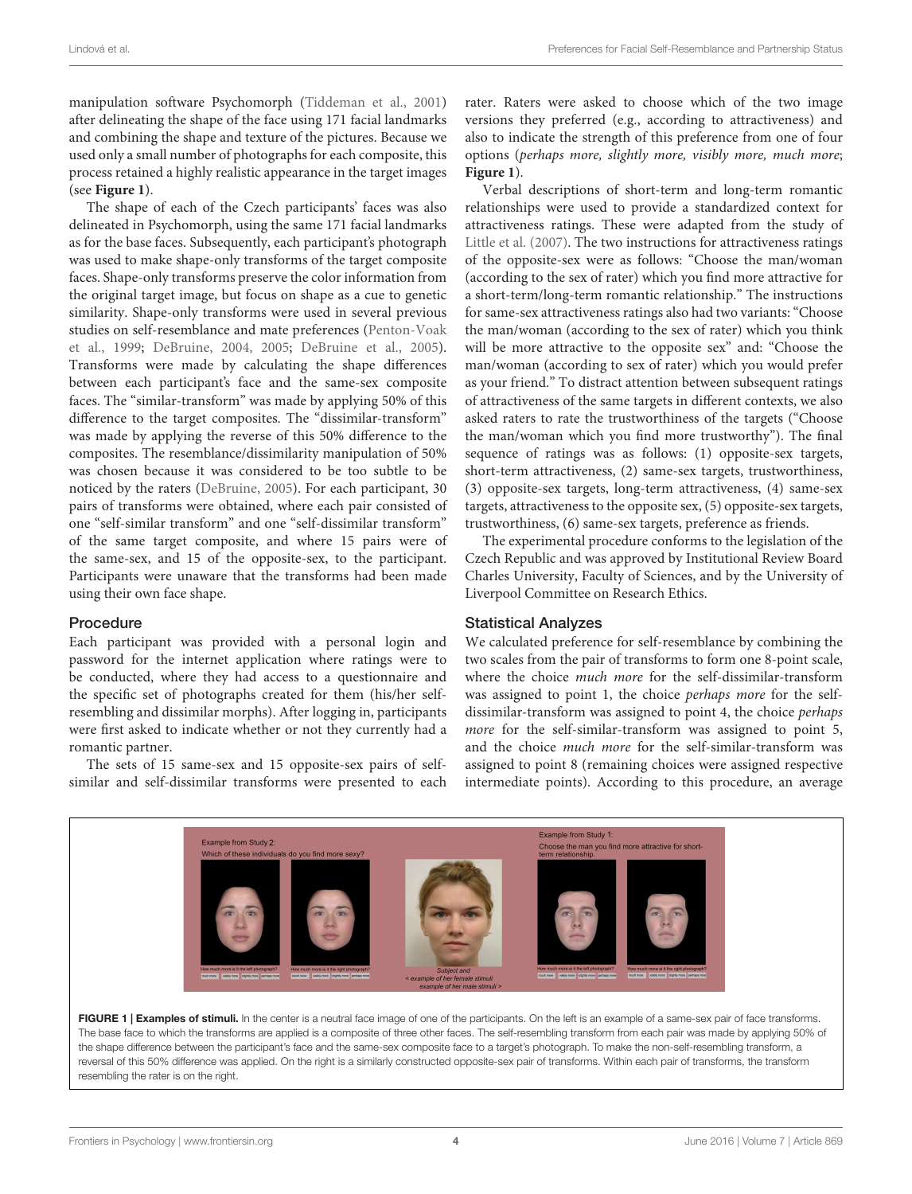manipulation software Psychomorph (Tiddeman et al., 2001) after delineating the shape of the face using 171 facial landmarks and combining the shape and texture of the pictures. Because we used only a small number of photographs for each composite, this process retained a highly realistic appearance in the target images (see **Figure 1**).

The shape of each of the Czech participants' faces was also delineated in Psychomorph, using the same 171 facial landmarks as for the base faces. Subsequently, each participant's photograph was used to make shape-only transforms of the target composite faces. Shape-only transforms preserve the color information from the original target image, but focus on shape as a cue to genetic similarity. Shape-only transforms were used in several previous studies on self-resemblance and mate preferences (Penton-Voak et al., 1999; DeBruine, 2004, 2005; DeBruine et al., 2005). Transforms were made by calculating the shape differences between each participant's face and the same-sex composite faces. The "similar-transform" was made by applying 50% of this difference to the target composites. The "dissimilar-transform" was made by applying the reverse of this 50% difference to the composites. The resemblance/dissimilarity manipulation of 50% was chosen because it was considered to be too subtle to be noticed by the raters (DeBruine, 2005). For each participant, 30 pairs of transforms were obtained, where each pair consisted of one "self-similar transform" and one "self-dissimilar transform" of the same target composite, and where 15 pairs were of the same-sex, and 15 of the opposite-sex, to the participant. Participants were unaware that the transforms had been made using their own face shape.

## Procedure

Each participant was provided with a personal login and password for the internet application where ratings were to be conducted, where they had access to a questionnaire and the specific set of photographs created for them (his/her self-resembling and dissimilar morphs). After logging in, participants were first asked to indicate whether or not they currently had a romantic partner.

The sets of 15 same-sex and 15 opposite-sex pairs of self-similar and self-dissimilar transforms were presented to each rater. Raters were asked to choose which of the two image versions they preferred (e.g., according to attractiveness) and also to indicate the strength of this preference from one of four options (*perhaps more, slightly more, visibly more, much more*; **Figure 1**).

Verbal descriptions of short-term and long-term romantic relationships were used to provide a standardized context for attractiveness ratings. These were adapted from the study of Little et al. (2007). The two instructions for attractiveness ratings of the opposite-sex were as follows: "Choose the man/woman (according to the sex of rater) which you find more attractive for a short-term/long-term romantic relationship." The instructions for same-sex attractiveness ratings also had two variants: "Choose the man/woman (according to the sex of rater) which you think will be more attractive to the opposite sex" and: "Choose the man/woman (according to sex of rater) which you would prefer as your friend." To distract attention between subsequent ratings of attractiveness of the same targets in different contexts, we also asked raters to rate the trustworthiness of the targets ("Choose the man/woman which you find more trustworthy"). The final sequence of ratings was as follows: (1) opposite-sex targets, short-term attractiveness, (2) same-sex targets, trustworthiness, (3) opposite-sex targets, long-term attractiveness, (4) same-sex targets, attractiveness to the opposite sex, (5) opposite-sex targets, trustworthiness, (6) same-sex targets, preference as friends.

The experimental procedure conforms to the legislation of the Czech Republic and was approved by Institutional Review Board Charles University, Faculty of Sciences, and by the University of Liverpool Committee on Research Ethics.

## Statistical Analyzes

We calculated preference for self-resemblance by combining the two scales from the pair of transforms to form one 8-point scale, where the choice *much more* for the self-dissimilar-transform was assigned to point 1, the choice *perhaps more* for the self-dissimilar-transform was assigned to point 4, the choice *perhaps more* for the self-similar-transform was assigned to point 5, and the choice *much more* for the self-similar-transform was assigned to point 8 (remaining choices were assigned respective intermediate points). According to this procedure, an average

**FIGURE 1 | Examples of stimuli.** In the center is a neutral face image of one of the participants. On the left is an example of a same-sex pair of face transforms. The base face to which the transforms are applied is a composite of three other faces. The self-resembling transform from each pair was made by applying 50% of the shape difference between the participant's face and the same-sex composite face to a target's photograph. To make the non-self-resembling transform, a reversal of this 50% difference was applied. On the right is a similarly constructed opposite-sex pair of transforms. Within each pair of transforms, the transform resembling the rater is on the right.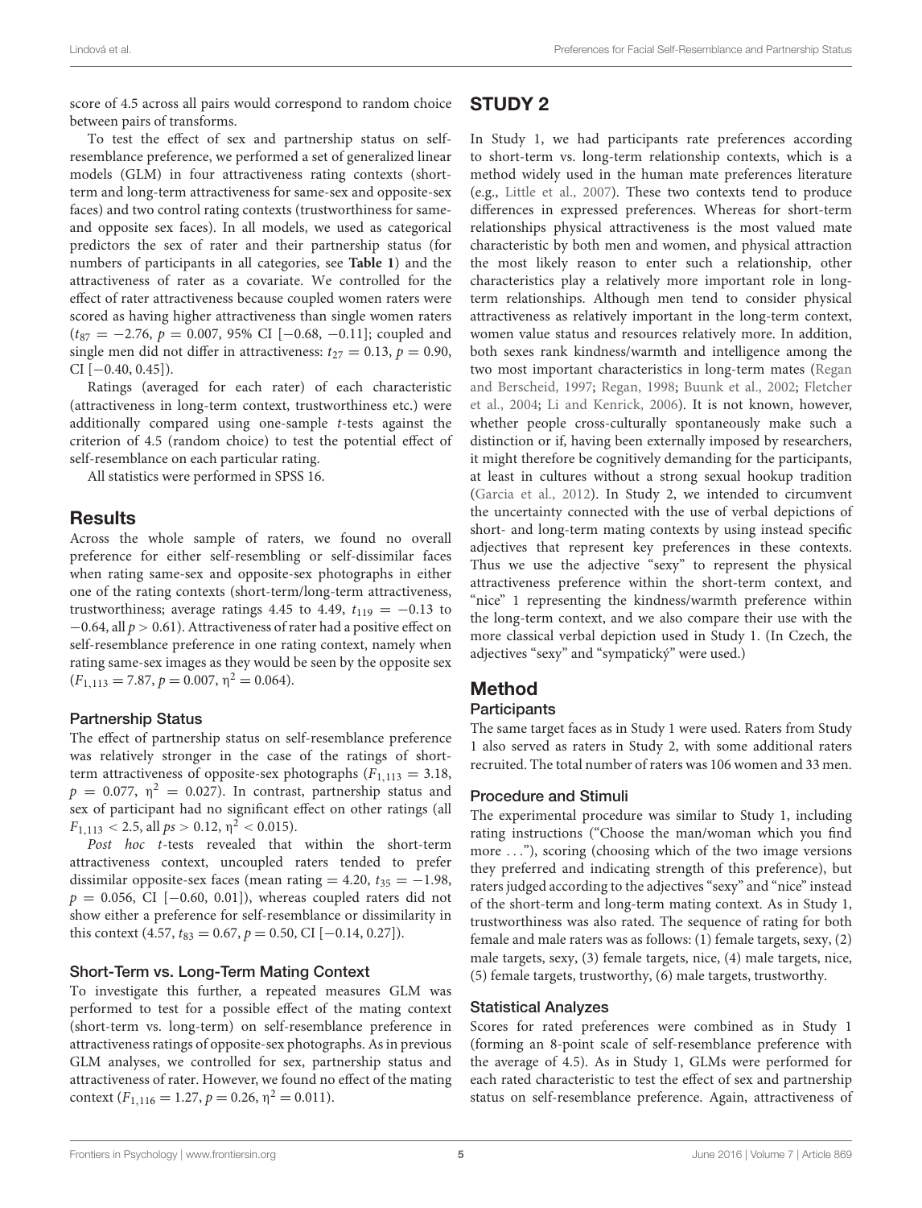score of 4.5 across all pairs would correspond to random choice between pairs of transforms.

To test the effect of sex and partnership status on self-resemblance preference, we performed a set of generalized linear models (GLM) in four attractiveness rating contexts (short-term and long-term attractiveness for same-sex and opposite-sex faces) and two control rating contexts (trustworthiness for same- and opposite sex faces). In all models, we used as categorical predictors the sex of rater and their partnership status (for numbers of participants in all categories, see **Table 1**) and the attractiveness of rater as a covariate. We controlled for the effect of rater attractiveness because coupled women raters were scored as having higher attractiveness than single women raters ($t_{87} = -2.76$, $p = 0.007$, 95% CI [−0.68, −0.11]; coupled and single men did not differ in attractiveness: $t_{27} = 0.13$, $p = 0.90$, CI [−0.40, 0.45]).

Ratings (averaged for each rater) of each characteristic (attractiveness in long-term context, trustworthiness etc.) were additionally compared using one-sample *t*-tests against the criterion of 4.5 (random choice) to test the potential effect of self-resemblance on each particular rating.

All statistics were performed in SPSS 16.

## Results

Across the whole sample of raters, we found no overall preference for either self-resembling or self-dissimilar faces when rating same-sex and opposite-sex photographs in either one of the rating contexts (short-term/long-term attractiveness, trustworthiness; average ratings 4.45 to 4.49, $t_{119} = -0.13$ to $-0.64$, all $p > 0.61$). Attractiveness of rater had a positive effect on self-resemblance preference in one rating context, namely when rating same-sex images as they would be seen by the opposite sex ($F_{1,113} = 7.87$, $p = 0.007$, $\eta^2 = 0.064$).

### Partnership Status

The effect of partnership status on self-resemblance preference was relatively stronger in the case of the ratings of short-term attractiveness of opposite-sex photographs ($F_{1,113} = 3.18$, $p = 0.077$, $\eta^2 = 0.027$). In contrast, partnership status and sex of participant had no significant effect on other ratings (all $F_{1,113} < 2.5$, all $ps > 0.12$, $\eta^2 < 0.015$).

*Post hoc t*-tests revealed that within the short-term attractiveness context, uncoupled raters tended to prefer dissimilar opposite-sex faces (mean rating = 4.20, $t_{35} = -1.98$, $p = 0.056$, CI [−0.60, 0.01]), whereas coupled raters did not show either a preference for self-resemblance or dissimilarity in this context (4.57, $t_{83} = 0.67$, $p = 0.50$, CI [−0.14, 0.27]).

### Short-Term vs. Long-Term Mating Context

To investigate this further, a repeated measures GLM was performed to test for a possible effect of the mating context (short-term vs. long-term) on self-resemblance preference in attractiveness ratings of opposite-sex photographs. As in previous GLM analyses, we controlled for sex, partnership status and attractiveness of rater. However, we found no effect of the mating context ($F_{1,116} = 1.27$, $p = 0.26$, $\eta^2 = 0.011$).

# STUDY 2

In Study 1, we had participants rate preferences according to short-term vs. long-term relationship contexts, which is a method widely used in the human mate preferences literature (e.g., Little et al., 2007). These two contexts tend to produce differences in expressed preferences. Whereas for short-term relationships physical attractiveness is the most valued mate characteristic by both men and women, and physical attraction the most likely reason to enter such a relationship, other characteristics play a relatively more important role in long-term relationships. Although men tend to consider physical attractiveness as relatively important in the long-term context, women value status and resources relatively more. In addition, both sexes rank kindness/warmth and intelligence among the two most important characteristics in long-term mates (Regan and Berscheid, 1997; Regan, 1998; Buunk et al., 2002; Fletcher et al., 2004; Li and Kenrick, 2006). It is not known, however, whether people cross-culturally spontaneously make such a distinction or if, having been externally imposed by researchers, it might therefore be cognitively demanding for the participants, at least in cultures without a strong sexual hookup tradition (Garcia et al., 2012). In Study 2, we intended to circumvent the uncertainty connected with the use of verbal depictions of short- and long-term mating contexts by using instead specific adjectives that represent key preferences in these contexts. Thus we use the adjective "sexy" to represent the physical attractiveness preference within the short-term context, and "nice" 1 representing the kindness/warmth preference within the long-term context, and we also compare their use with the more classical verbal depiction used in Study 1. (In Czech, the adjectives "sexy" and "sympatický" were used.)

## Method

### Participants

The same target faces as in Study 1 were used. Raters from Study 1 also served as raters in Study 2, with some additional raters recruited. The total number of raters was 106 women and 33 men.

### Procedure and Stimuli

The experimental procedure was similar to Study 1, including rating instructions ("Choose the man/woman which you find more ..."), scoring (choosing which of the two image versions they preferred and indicating strength of this preference), but raters judged according to the adjectives "sexy" and "nice" instead of the short-term and long-term mating context. As in Study 1, trustworthiness was also rated. The sequence of rating for both female and male raters was as follows: (1) female targets, sexy, (2) male targets, sexy, (3) female targets, nice, (4) male targets, nice, (5) female targets, trustworthy, (6) male targets, trustworthy.

### Statistical Analyzes

Scores for rated preferences were combined as in Study 1 (forming an 8-point scale of self-resemblance preference with the average of 4.5). As in Study 1, GLMs were performed for each rated characteristic to test the effect of sex and partnership status on self-resemblance preference. Again, attractiveness of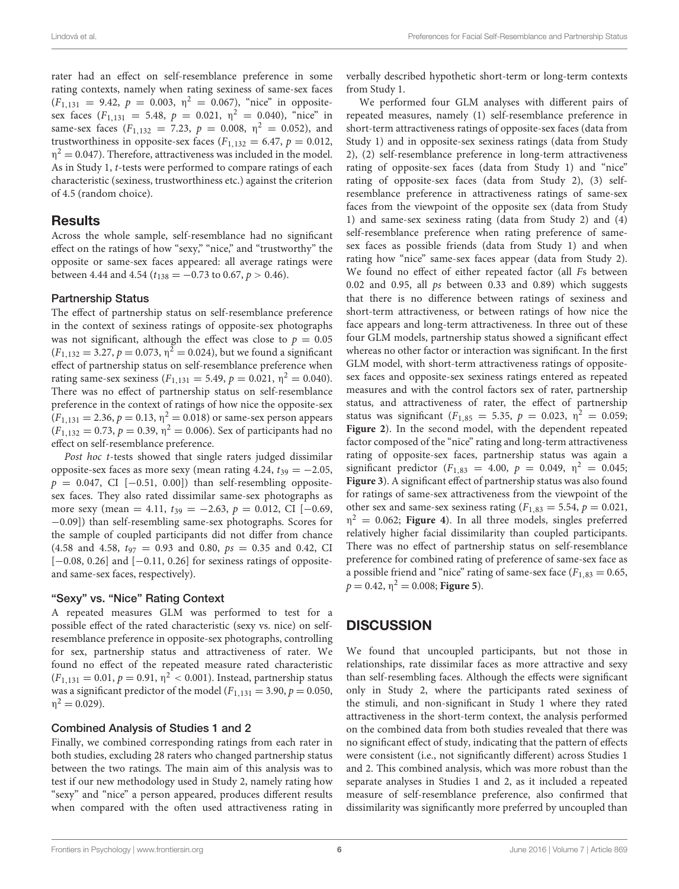rater had an effect on self-resemblance preference in some rating contexts, namely when rating sexiness of same-sex faces ($F_{1,131} = 9.42$, $p = 0.003$, $\eta^2 = 0.067$), "nice" in opposite-sex faces ($F_{1,131} = 5.48$, $p = 0.021$, $\eta^2 = 0.040$), "nice" in same-sex faces ($F_{1,132} = 7.23$, $p = 0.008$, $\eta^2 = 0.052$), and trustworthiness in opposite-sex faces ($F_{1,132} = 6.47$, $p = 0.012$, $\eta^2 = 0.047$). Therefore, attractiveness was included in the model. As in Study 1, *t*-tests were performed to compare ratings of each characteristic (sexiness, trustworthiness etc.) against the criterion of 4.5 (random choice).

## Results

Across the whole sample, self-resemblance had no significant effect on the ratings of how "sexy," "nice," and "trustworthy" the opposite or same-sex faces appeared: all average ratings were between 4.44 and 4.54 ($t_{138} = -0.73$ to 0.67, $p > 0.46$).

### Partnership Status

The effect of partnership status on self-resemblance preference in the context of sexiness ratings of opposite-sex photographs was not significant, although the effect was close to $p = 0.05$ ($F_{1,132} = 3.27$, $p = 0.073$, $\eta^2 = 0.024$), but we found a significant effect of partnership status on self-resemblance preference when rating same-sex sexiness ($F_{1,131} = 5.49$, $p = 0.021$, $\eta^2 = 0.040$). There was no effect of partnership status on self-resemblance preference in the context of ratings of how nice the opposite-sex ($F_{1,131} = 2.36$, $p = 0.13$, $\eta^2 = 0.018$) or same-sex person appears ($F_{1,132} = 0.73$, $p = 0.39$, $\eta^2 = 0.006$). Sex of participants had no effect on self-resemblance preference.

*Post hoc t*-tests showed that single raters judged dissimilar opposite-sex faces as more sexy (mean rating 4.24, $t_{39} = -2.05$, $p = 0.047$, CI [−0.51, 0.00]) than self-resembling opposite-sex faces. They also rated dissimilar same-sex photographs as more sexy (mean = 4.11, $t_{39} = -2.63$, $p = 0.012$, CI [−0.69, −0.09]) than self-resembling same-sex photographs. Scores for the sample of coupled participants did not differ from chance (4.58 and 4.58, $t_{97} = 0.93$ and 0.80, *p*s = 0.35 and 0.42, CI [−0.08, 0.26] and [−0.11, 0.26] for sexiness ratings of opposite- and same-sex faces, respectively).

### "Sexy" vs. "Nice" Rating Context

A repeated measures GLM was performed to test for a possible effect of the rated characteristic (sexy vs. nice) on self-resemblance preference in opposite-sex photographs, controlling for sex, partnership status and attractiveness of rater. We found no effect of the repeated measure rated characteristic ($F_{1,131} = 0.01$, $p = 0.91$, $\eta^2 < 0.001$). Instead, partnership status was a significant predictor of the model ($F_{1,131} = 3.90$, $p = 0.050$, $\eta^2 = 0.029$).

### Combined Analysis of Studies 1 and 2

Finally, we combined corresponding ratings from each rater in both studies, excluding 28 raters who changed partnership status between the two ratings. The main aim of this analysis was to test if our new methodology used in Study 2, namely rating how "sexy" and "nice" a person appeared, produces different results when compared with the often used attractiveness rating in verbally described hypothetic short-term or long-term contexts from Study 1.

We performed four GLM analyses with different pairs of repeated measures, namely (1) self-resemblance preference in short-term attractiveness ratings of opposite-sex faces (data from Study 1) and in opposite-sex sexiness ratings (data from Study 2), (2) self-resemblance preference in long-term attractiveness rating of opposite-sex faces (data from Study 1) and "nice" rating of opposite-sex faces (data from Study 2), (3) self-resemblance preference in attractiveness ratings of same-sex faces from the viewpoint of the opposite sex (data from Study 1) and same-sex sexiness rating (data from Study 2) and (4) self-resemblance preference when rating preference of same-sex faces as possible friends (data from Study 1) and when rating how "nice" same-sex faces appear (data from Study 2). We found no effect of either repeated factor (all *F*s between 0.02 and 0.95, all *p*s between 0.33 and 0.89) which suggests that there is no difference between ratings of sexiness and short-term attractiveness, or between ratings of how nice the face appears and long-term attractiveness. In three out of these four GLM models, partnership status showed a significant effect whereas no other factor or interaction was significant. In the first GLM model, with short-term attractiveness ratings of opposite-sex faces and opposite-sex sexiness ratings entered as repeated measures and with the control factors sex of rater, partnership status, and attractiveness of rater, the effect of partnership status was significant ($F_{1,85} = 5.35$, $p = 0.023$, $\eta^2 = 0.059$; **Figure 2**). In the second model, with the dependent repeated factor composed of the "nice" rating and long-term attractiveness rating of opposite-sex faces, partnership status was again a significant predictor ($F_{1,83} = 4.00$, $p = 0.049$, $\eta^2 = 0.045$; **Figure 3**). A significant effect of partnership status was also found for ratings of same-sex attractiveness from the viewpoint of the other sex and same-sex sexiness rating ($F_{1,83} = 5.54$, $p = 0.021$, $\eta^2 = 0.062$; **Figure 4**). In all three models, singles preferred relatively higher facial dissimilarity than coupled participants. There was no effect of partnership status on self-resemblance preference for combined rating of preference of same-sex face as a possible friend and "nice" rating of same-sex face ($F_{1,83} = 0.65$, $p = 0.42$, $\eta^2 = 0.008$; **Figure 5**).

# DISCUSSION

We found that uncoupled participants, but not those in relationships, rate dissimilar faces as more attractive and sexy than self-resembling faces. Although the effects were significant only in Study 2, where the participants rated sexiness of the stimuli, and non-significant in Study 1 where they rated attractiveness in the short-term context, the analysis performed on the combined data from both studies revealed that there was no significant effect of study, indicating that the pattern of effects were consistent (i.e., not significantly different) across Studies 1 and 2. This combined analysis, which was more robust than the separate analyses in Studies 1 and 2, as it included a repeated measure of self-resemblance preference, also confirmed that dissimilarity was significantly more preferred by uncoupled than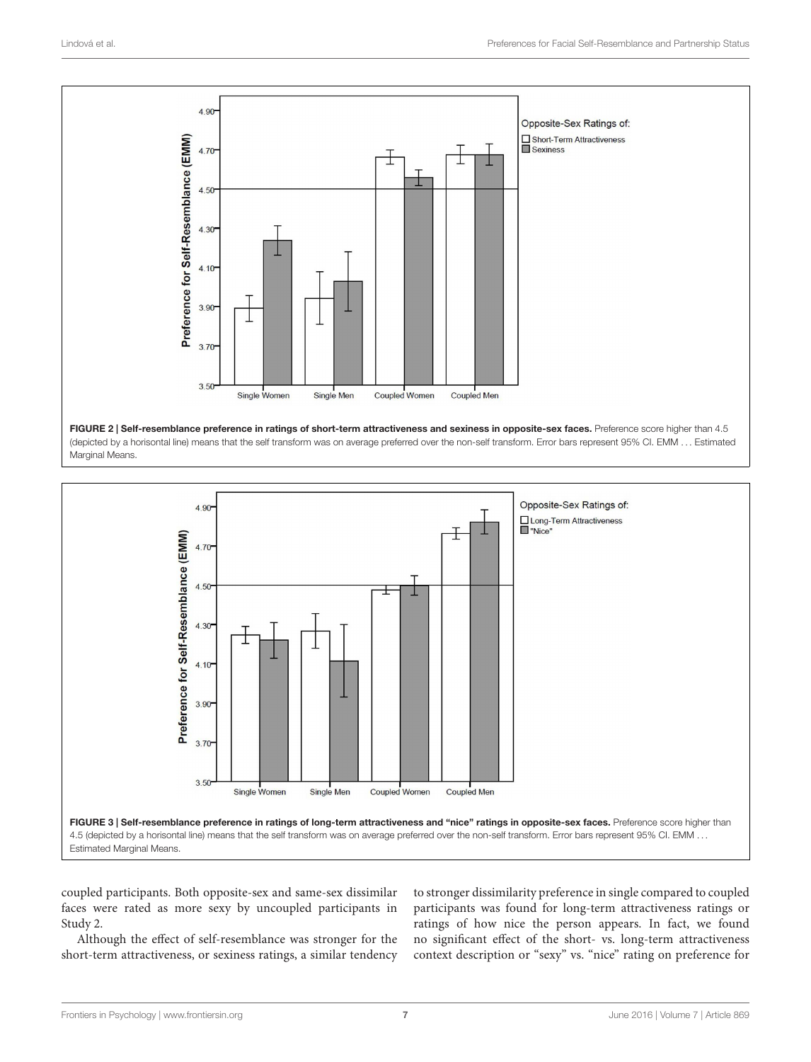**FIGURE 2 | Self-resemblance preference in ratings of short-term attractiveness and sexiness in opposite-sex faces.** Preference score higher than 4.5 (depicted by a horisontal line) means that the self transform was on average preferred over the non-self transform. Error bars represent 95% CI. EMM ... Estimated Marginal Means.

**FIGURE 3 | Self-resemblance preference in ratings of long-term attractiveness and "nice" ratings in opposite-sex faces.** Preference score higher than 4.5 (depicted by a horisontal line) means that the self transform was on average preferred over the non-self transform. Error bars represent 95% CI. EMM ... Estimated Marginal Means.

coupled participants. Both opposite-sex and same-sex dissimilar faces were rated as more sexy by uncoupled participants in Study 2.

Although the effect of self-resemblance was stronger for the short-term attractiveness, or sexiness ratings, a similar tendency to stronger dissimilarity preference in single compared to coupled participants was found for long-term attractiveness ratings or ratings of how nice the person appears. In fact, we found no significant effect of the short- vs. long-term attractiveness context description or "sexy" vs. "nice" rating on preference for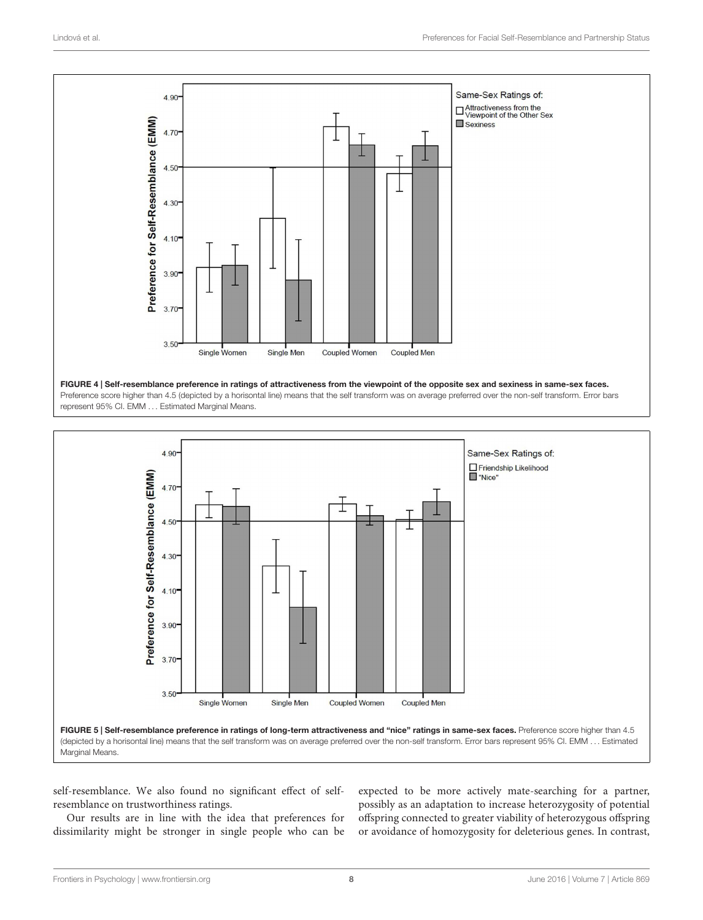**FIGURE 4 | Self-resemblance preference in ratings of attractiveness from the viewpoint of the opposite sex and sexiness in same-sex faces.** Preference score higher than 4.5 (depicted by a horisontal line) means that the self transform was on average preferred over the non-self transform. Error bars represent 95% CI. EMM ... Estimated Marginal Means.

**FIGURE 5 | Self-resemblance preference in ratings of long-term attractiveness and "nice" ratings in same-sex faces.** Preference score higher than 4.5 (depicted by a horisontal line) means that the self transform was on average preferred over the non-self transform. Error bars represent 95% CI. EMM ... Estimated Marginal Means.

self-resemblance. We also found no significant effect of self-resemblance on trustworthiness ratings.

Our results are in line with the idea that preferences for dissimilarity might be stronger in single people who can be expected to be more actively mate-searching for a partner, possibly as an adaptation to increase heterozygosity of potential offspring connected to greater viability of heterozygous offspring or avoidance of homozygosity for deleterious genes. In contrast,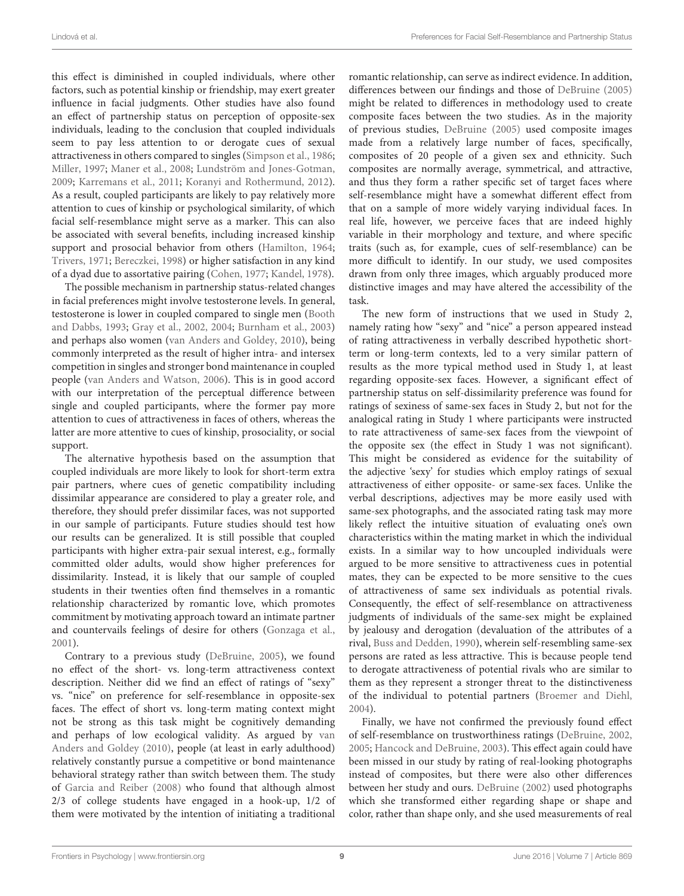this effect is diminished in coupled individuals, where other factors, such as potential kinship or friendship, may exert greater influence in facial judgments. Other studies have also found an effect of partnership status on perception of opposite-sex individuals, leading to the conclusion that coupled individuals seem to pay less attention to or derogate cues of sexual attractiveness in others compared to singles (Simpson et al., 1986; Miller, 1997; Maner et al., 2008; Lundström and Jones-Gotman, 2009; Karremans et al., 2011; Koranyi and Rothermund, 2012). As a result, coupled participants are likely to pay relatively more attention to cues of kinship or psychological similarity, of which facial self-resemblance might serve as a marker. This can also be associated with several benefits, including increased kinship support and prosocial behavior from others (Hamilton, 1964; Trivers, 1971; Bereczkei, 1998) or higher satisfaction in any kind of a dyad due to assortative pairing (Cohen, 1977; Kandel, 1978).

The possible mechanism in partnership status-related changes in facial preferences might involve testosterone levels. In general, testosterone is lower in coupled compared to single men (Booth and Dabbs, 1993; Gray et al., 2002, 2004; Burnham et al., 2003) and perhaps also women (van Anders and Goldey, 2010), being commonly interpreted as the result of higher intra- and intersex competition in singles and stronger bond maintenance in coupled people (van Anders and Watson, 2006). This is in good accord with our interpretation of the perceptual difference between single and coupled participants, where the former pay more attention to cues of attractiveness in faces of others, whereas the latter are more attentive to cues of kinship, prosociality, or social support.

The alternative hypothesis based on the assumption that coupled individuals are more likely to look for short-term extra pair partners, where cues of genetic compatibility including dissimilar appearance are considered to play a greater role, and therefore, they should prefer dissimilar faces, was not supported in our sample of participants. Future studies should test how our results can be generalized. It is still possible that coupled participants with higher extra-pair sexual interest, e.g., formally committed older adults, would show higher preferences for dissimilarity. Instead, it is likely that our sample of coupled students in their twenties often find themselves in a romantic relationship characterized by romantic love, which promotes commitment by motivating approach toward an intimate partner and countervails feelings of desire for others (Gonzaga et al., 2001).

Contrary to a previous study (DeBruine, 2005), we found no effect of the short- vs. long-term attractiveness context description. Neither did we find an effect of ratings of "sexy" vs. "nice" on preference for self-resemblance in opposite-sex faces. The effect of short vs. long-term mating context might not be strong as this task might be cognitively demanding and perhaps of low ecological validity. As argued by van Anders and Goldey (2010), people (at least in early adulthood) relatively constantly pursue a competitive or bond maintenance behavioral strategy rather than switch between them. The study of Garcia and Reiber (2008) who found that although almost 2/3 of college students have engaged in a hook-up, 1/2 of them were motivated by the intention of initiating a traditional romantic relationship, can serve as indirect evidence. In addition, differences between our findings and those of DeBruine (2005) might be related to differences in methodology used to create composite faces between the two studies. As in the majority of previous studies, DeBruine (2005) used composite images made from a relatively large number of faces, specifically, composites of 20 people of a given sex and ethnicity. Such composites are normally average, symmetrical, and attractive, and thus they form a rather specific set of target faces where self-resemblance might have a somewhat different effect from that on a sample of more widely varying individual faces. In real life, however, we perceive faces that are indeed highly variable in their morphology and texture, and where specific traits (such as, for example, cues of self-resemblance) can be more difficult to identify. In our study, we used composites drawn from only three images, which arguably produced more distinctive images and may have altered the accessibility of the task.

The new form of instructions that we used in Study 2, namely rating how "sexy" and "nice" a person appeared instead of rating attractiveness in verbally described hypothetic short-term or long-term contexts, led to a very similar pattern of results as the more typical method used in Study 1, at least regarding opposite-sex faces. However, a significant effect of partnership status on self-dissimilarity preference was found for ratings of sexiness of same-sex faces in Study 2, but not for the analogical rating in Study 1 where participants were instructed to rate attractiveness of same-sex faces from the viewpoint of the opposite sex (the effect in Study 1 was not significant). This might be considered as evidence for the suitability of the adjective 'sexy' for studies which employ ratings of sexual attractiveness of either opposite- or same-sex faces. Unlike the verbal descriptions, adjectives may be more easily used with same-sex photographs, and the associated rating task may more likely reflect the intuitive situation of evaluating one's own characteristics within the mating market in which the individual exists. In a similar way to how uncoupled individuals were argued to be more sensitive to attractiveness cues in potential mates, they can be expected to be more sensitive to the cues of attractiveness of same sex individuals as potential rivals. Consequently, the effect of self-resemblance on attractiveness judgments of individuals of the same-sex might be explained by jealousy and derogation (devaluation of the attributes of a rival, Buss and Dedden, 1990), wherein self-resembling same-sex persons are rated as less attractive. This is because people tend to derogate attractiveness of potential rivals who are similar to them as they represent a stronger threat to the distinctiveness of the individual to potential partners (Broemer and Diehl, 2004).

Finally, we have not confirmed the previously found effect of self-resemblance on trustworthiness ratings (DeBruine, 2002, 2005; Hancock and DeBruine, 2003). This effect again could have been missed in our study by rating of real-looking photographs instead of composites, but there were also other differences between her study and ours. DeBruine (2002) used photographs which she transformed either regarding shape or shape and color, rather than shape only, and she used measurements of real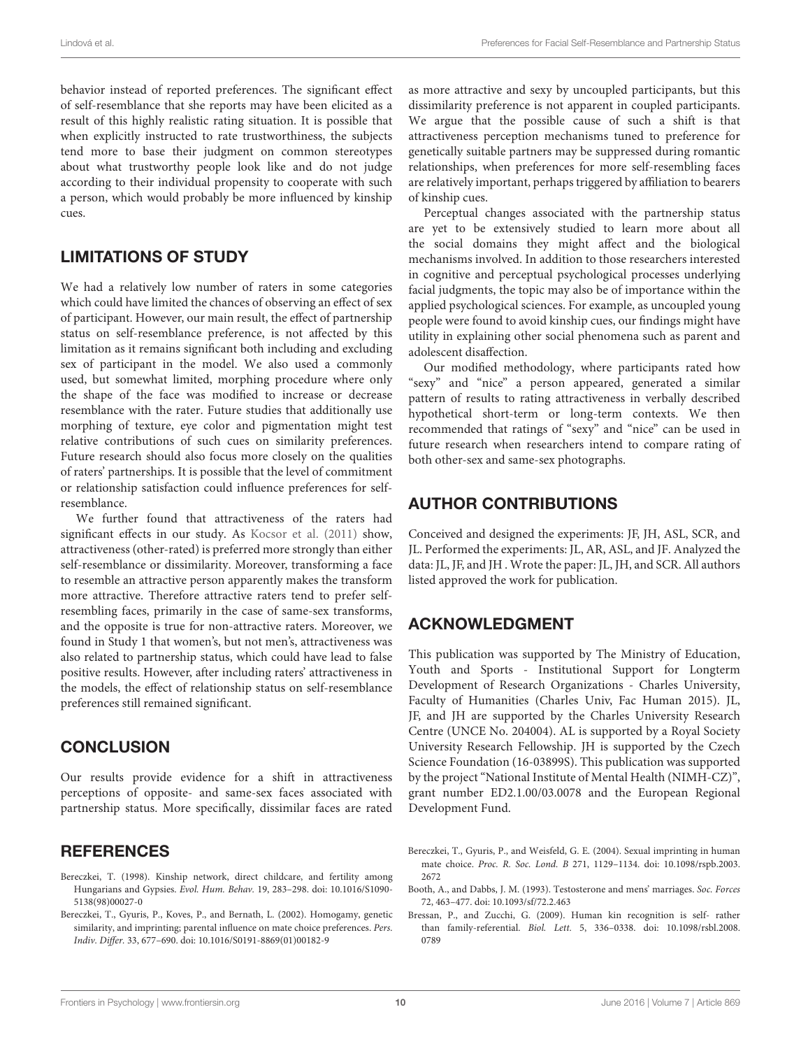behavior instead of reported preferences. The significant effect of self-resemblance that she reports may have been elicited as a result of this highly realistic rating situation. It is possible that when explicitly instructed to rate trustworthiness, the subjects tend more to base their judgment on common stereotypes about what trustworthy people look like and do not judge according to their individual propensity to cooperate with such a person, which would probably be more influenced by kinship cues.

## LIMITATIONS OF STUDY

We had a relatively low number of raters in some categories which could have limited the chances of observing an effect of sex of participant. However, our main result, the effect of partnership status on self-resemblance preference, is not affected by this limitation as it remains significant both including and excluding sex of participant in the model. We also used a commonly used, but somewhat limited, morphing procedure where only the shape of the face was modified to increase or decrease resemblance with the rater. Future studies that additionally use morphing of texture, eye color and pigmentation might test relative contributions of such cues on similarity preferences. Future research should also focus more closely on the qualities of raters' partnerships. It is possible that the level of commitment or relationship satisfaction could influence preferences for self-resemblance.

We further found that attractiveness of the raters had significant effects in our study. As Kocsor et al. (2011) show, attractiveness (other-rated) is preferred more strongly than either self-resemblance or dissimilarity. Moreover, transforming a face to resemble an attractive person apparently makes the transform more attractive. Therefore attractive raters tend to prefer self-resembling faces, primarily in the case of same-sex transforms, and the opposite is true for non-attractive raters. Moreover, we found in Study 1 that women's, but not men's, attractiveness was also related to partnership status, which could have lead to false positive results. However, after including raters' attractiveness in the models, the effect of relationship status on self-resemblance preferences still remained significant.

## CONCLUSION

Our results provide evidence for a shift in attractiveness perceptions of opposite- and same-sex faces associated with partnership status. More specifically, dissimilar faces are rated as more attractive and sexy by uncoupled participants, but this dissimilarity preference is not apparent in coupled participants. We argue that the possible cause of such a shift is that attractiveness perception mechanisms tuned to preference for genetically suitable partners may be suppressed during romantic relationships, when preferences for more self-resembling faces are relatively important, perhaps triggered by affiliation to bearers of kinship cues.

Perceptual changes associated with the partnership status are yet to be extensively studied to learn more about all the social domains they might affect and the biological mechanisms involved. In addition to those researchers interested in cognitive and perceptual psychological processes underlying facial judgments, the topic may also be of importance within the applied psychological sciences. For example, as uncoupled young people were found to avoid kinship cues, our findings might have utility in explaining other social phenomena such as parent and adolescent disaffection.

Our modified methodology, where participants rated how "sexy" and "nice" a person appeared, generated a similar pattern of results to rating attractiveness in verbally described hypothetical short-term or long-term contexts. We then recommended that ratings of "sexy" and "nice" can be used in future research when researchers intend to compare rating of both other-sex and same-sex photographs.

## AUTHOR CONTRIBUTIONS

Conceived and designed the experiments: JF, JH, ASL, SCR, and JL. Performed the experiments: JL, AR, ASL, and JF. Analyzed the data: JL, JF, and JH . Wrote the paper: JL, JH, and SCR. All authors listed approved the work for publication.

## ACKNOWLEDGMENT

This publication was supported by The Ministry of Education, Youth and Sports - Institutional Support for Longterm Development of Research Organizations - Charles University, Faculty of Humanities (Charles Univ, Fac Human 2015). JL, JF, and JH are supported by the Charles University Research Centre (UNCE No. 204004). AL is supported by a Royal Society University Research Fellowship. JH is supported by the Czech Science Foundation (16-03899S). This publication was supported by the project "National Institute of Mental Health (NIMH-CZ)", grant number ED2.1.00/03.0078 and the European Regional Development Fund.

## REFERENCES

Bereczkei, T. (1998). Kinship network, direct childcare, and fertility among Hungarians and Gypsies. *Evol. Hum. Behav.* 19, 283–298. doi: 10.1016/S1090-5138(98)00027-0

Bereczkei, T., Gyuris, P., Koves, P., and Bernath, L. (2002). Homogamy, genetic similarity, and imprinting; parental influence on mate choice preferences. *Pers. Indiv. Differ.* 33, 677–690. doi: 10.1016/S0191-8869(01)00182-9

Bereczkei, T., Gyuris, P., and Weisfeld, G. E. (2004). Sexual imprinting in human mate choice. *Proc. R. Soc. Lond. B* 271, 1129–1134. doi: 10.1098/rspb.2003.2672

Booth, A., and Dabbs, J. M. (1993). Testosterone and mens' marriages. *Soc. Forces* 72, 463–477. doi: 10.1093/sf/72.2.463

Bressan, P., and Zucchi, G. (2009). Human kin recognition is self- rather than family-referential. *Biol. Lett.* 5, 336–0338. doi: 10.1098/rsbl.2008.0789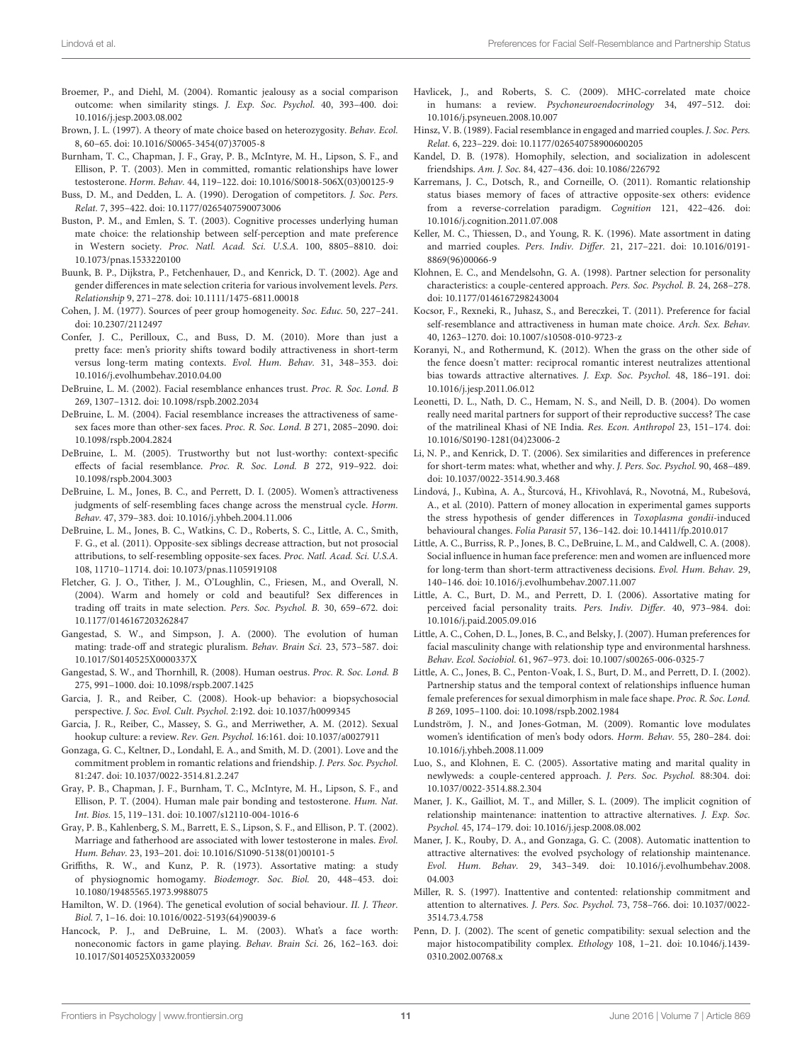Broemer, P., and Diehl, M. (2004). Romantic jealousy as a social comparison outcome: when similarity stings. *J. Exp. Soc. Psychol.* 40, 393–400. doi: 10.1016/j.jesp.2003.08.002

Brown, J. L. (1997). A theory of mate choice based on heterozygosity. *Behav. Ecol.* 8, 60–65. doi: 10.1016/S0065-3454(07)37005-8

Burnham, T. C., Chapman, J. F., Gray, P. B., McIntyre, M. H., Lipson, S. F., and Ellison, P. T. (2003). Men in committed, romantic relationships have lower testosterone. *Horm. Behav.* 44, 119–122. doi: 10.1016/S0018-506X(03)00125-9

Buss, D. M., and Dedden, L. A. (1990). Derogation of competitors. *J. Soc. Pers. Relat.* 7, 395–422. doi: 10.1177/0265407590073006

Buston, P. M., and Emlen, S. T. (2003). Cognitive processes underlying human mate choice: the relationship between self-perception and mate preference in Western society. *Proc. Natl. Acad. Sci. U.S.A.* 100, 8805–8810. doi: 10.1073/pnas.1533220100

Buunk, B. P., Dijkstra, P., Fetchenhauer, D., and Kenrick, D. T. (2002). Age and gender differences in mate selection criteria for various involvement levels. *Pers. Relationship* 9, 271–278. doi: 10.1111/1475-6811.00018

Cohen, J. M. (1977). Sources of peer group homogeneity. *Soc. Educ.* 50, 227–241. doi: 10.2307/2112497

Confer, J. C., Perilloux, C., and Buss, D. M. (2010). More than just a pretty face: men's priority shifts toward bodily attractiveness in short-term versus long-term mating contexts. *Evol. Hum. Behav.* 31, 348–353. doi: 10.1016/j.evolhumbehav.2010.04.00

DeBruine, L. M. (2002). Facial resemblance enhances trust. *Proc. R. Soc. Lond. B* 269, 1307–1312. doi: 10.1098/rspb.2002.2034

DeBruine, L. M. (2004). Facial resemblance increases the attractiveness of same-sex faces more than other-sex faces. *Proc. R. Soc. Lond. B* 271, 2085–2090. doi: 10.1098/rspb.2004.2824

DeBruine, L. M. (2005). Trustworthy but not lust-worthy: context-specific effects of facial resemblance. *Proc. R. Soc. Lond. B* 272, 919–922. doi: 10.1098/rspb.2004.3003

DeBruine, L. M., Jones, B. C., and Perrett, D. I. (2005). Women's attractiveness judgments of self-resembling faces change across the menstrual cycle. *Horm. Behav.* 47, 379–383. doi: 10.1016/j.yhbeh.2004.11.006

DeBruine, L. M., Jones, B. C., Watkins, C. D., Roberts, S. C., Little, A. C., Smith, F. G., et al. (2011). Opposite-sex siblings decrease attraction, but not prosocial attributions, to self-resembling opposite-sex faces. *Proc. Natl. Acad. Sci. U.S.A.* 108, 11710–11714. doi: 10.1073/pnas.1105919108

Fletcher, G. J. O., Tither, J. M., O'Loughlin, C., Friesen, M., and Overall, N. (2004). Warm and homely or cold and beautiful? Sex differences in trading off traits in mate selection. *Pers. Soc. Psychol. B.* 30, 659–672. doi: 10.1177/0146167203262847

Gangestad, S. W., and Simpson, J. A. (2000). The evolution of human mating: trade-off and strategic pluralism. *Behav. Brain Sci.* 23, 573–587. doi: 10.1017/S0140525X0000337X

Gangestad, S. W., and Thornhill, R. (2008). Human oestrus. *Proc. R. Soc. Lond. B* 275, 991–1000. doi: 10.1098/rspb.2007.1425

Garcia, J. R., and Reiber, C. (2008). Hook-up behavior: a biopsychosocial perspective. *J. Soc. Evol. Cult. Psychol.* 2:192. doi: 10.1037/h0099345

Garcia, J. R., Reiber, C., Massey, S. G., and Merriwether, A. M. (2012). Sexual hookup culture: a review. *Rev. Gen. Psychol.* 16:161. doi: 10.1037/a0027911

Gonzaga, G. C., Keltner, D., Londahl, E. A., and Smith, M. D. (2001). Love and the commitment problem in romantic relations and friendship. *J. Pers. Soc. Psychol.* 81:247. doi: 10.1037/0022-3514.81.2.247

Gray, P. B., Chapman, J. F., Burnham, T. C., McIntyre, M. H., Lipson, S. F., and Ellison, P. T. (2004). Human male pair bonding and testosterone. *Hum. Nat. Int. Bios.* 15, 119–131. doi: 10.1007/s12110-004-1016-6

Gray, P. B., Kahlenberg, S. M., Barrett, E. S., Lipson, S. F., and Ellison, P. T. (2002). Marriage and fatherhood are associated with lower testosterone in males. *Evol. Hum. Behav.* 23, 193–201. doi: 10.1016/S1090-5138(01)00101-5

Griffiths, R. W., and Kunz, P. R. (1973). Assortative mating: a study of physiognomic homogamy. *Biodemogr. Soc. Biol.* 20, 448–453. doi: 10.1080/19485565.1973.9988075

Hamilton, W. D. (1964). The genetical evolution of social behaviour. *II. J. Theor. Biol.* 7, 1–16. doi: 10.1016/0022-5193(64)90039-6

Hancock, P. J., and DeBruine, L. M. (2003). What's a face worth: noneconomic factors in game playing. *Behav. Brain Sci.* 26, 162–163. doi: 10.1017/S0140525X03320059

Havlicek, J., and Roberts, S. C. (2009). MHC-correlated mate choice in humans: a review. *Psychoneuroendocrinology* 34, 497–512. doi: 10.1016/j.psyneuen.2008.10.007

Hinsz, V. B. (1989). Facial resemblance in engaged and married couples. *J. Soc. Pers. Relat.* 6, 223–229. doi: 10.1177/026540758900600205

Kandel, D. B. (1978). Homophily, selection, and socialization in adolescent friendships. *Am. J. Soc.* 84, 427–436. doi: 10.1086/226792

Karremans, J. C., Dotsch, R., and Corneille, O. (2011). Romantic relationship status biases memory of faces of attractive opposite-sex others: evidence from a reverse-correlation paradigm. *Cognition* 121, 422–426. doi: 10.1016/j.cognition.2011.07.008

Keller, M. C., Thiessen, D., and Young, R. K. (1996). Mate assortment in dating and married couples. *Pers. Indiv. Differ.* 21, 217–221. doi: 10.1016/0191-8869(96)00066-9

Klohnen, E. C., and Mendelsohn, G. A. (1998). Partner selection for personality characteristics: a couple-centered approach. *Pers. Soc. Psychol. B.* 24, 268–278. doi: 10.1177/0146167298243004

Kocsor, F., Rexneki, R., Juhasz, S., and Bereczkei, T. (2011). Preference for facial self-resemblance and attractiveness in human mate choice. *Arch. Sex. Behav.* 40, 1263–1270. doi: 10.1007/s10508-010-9723-z

Koranyi, N., and Rothermund, K. (2012). When the grass on the other side of the fence doesn't matter: reciprocal romantic interest neutralizes attentional bias towards attractive alternatives. *J. Exp. Soc. Psychol.* 48, 186–191. doi: 10.1016/j.jesp.2011.06.012

Leonetti, D. L., Nath, D. C., Hemam, N. S., and Neill, D. B. (2004). Do women really need marital partners for support of their reproductive success? The case of the matrilineal Khasi of NE India. *Res. Econ. Anthropol* 23, 151–174. doi: 10.1016/S0190-1281(04)23006-2

Li, N. P., and Kenrick, D. T. (2006). Sex similarities and differences in preference for short-term mates: what, whether and why. *J. Pers. Soc. Psychol.* 90, 468–489. doi: 10.1037/0022-3514.90.3.468

Lindová, J., Kubìna, A. A., Šturcová, H., Křivohlavá, R., Novotná, M., Rubešová, A., et al. (2010). Pattern of money allocation in experimental games supports the stress hypothesis of gender differences in *Toxoplasma gondii*-induced behavioural changes. *Folia Parasit* 57, 136–142. doi: 10.14411/fp.2010.017

Little, A. C., Burriss, R. P., Jones, B. C., DeBruine, L. M., and Caldwell, C. A. (2008). Social influence in human face preference: men and women are influenced more for long-term than short-term attractiveness decisions. *Evol. Hum. Behav.* 29, 140–146. doi: 10.1016/j.evolhumbehav.2007.11.007

Little, A. C., Burt, D. M., and Perrett, D. I. (2006). Assortative mating for perceived facial personality traits. *Pers. Indiv. Differ.* 40, 973–984. doi: 10.1016/j.paid.2005.09.016

Little, A. C., Cohen, D. L., Jones, B. C., and Belsky, J. (2007). Human preferences for facial masculinity change with relationship type and environmental harshness. *Behav. Ecol. Sociobiol.* 61, 967–973. doi: 10.1007/s00265-006-0325-7

Little, A. C., Jones, B. C., Penton-Voak, I. S., Burt, D. M., and Perrett, D. I. (2002). Partnership status and the temporal context of relationships influence human female preferences for sexual dimorphism in male face shape. *Proc. R. Soc. Lond. B* 269, 1095–1100. doi: 10.1098/rspb.2002.1984

Lundström, J. N., and Jones-Gotman, M. (2009). Romantic love modulates women's identification of men's body odors. *Horm. Behav.* 55, 280–284. doi: 10.1016/j.yhbeh.2008.11.009

Luo, S., and Klohnen, E. C. (2005). Assortative mating and marital quality in newlyweds: a couple-centered approach. *J. Pers. Soc. Psychol.* 88:304. doi: 10.1037/0022-3514.88.2.304

Maner, J. K., Gailliot, M. T., and Miller, S. L. (2009). The implicit cognition of relationship maintenance: inattention to attractive alternatives. *J. Exp. Soc. Psychol.* 45, 174–179. doi: 10.1016/j.jesp.2008.08.002

Maner, J. K., Rouby, D. A., and Gonzaga, G. C. (2008). Automatic inattention to attractive alternatives: the evolved psychology of relationship maintenance. *Evol. Hum. Behav.* 29, 343–349. doi: 10.1016/j.evolhumbehav.2008.04.003

Miller, R. S. (1997). Inattentive and contented: relationship commitment and attention to alternatives. *J. Pers. Soc. Psychol.* 73, 758–766. doi: 10.1037/0022-3514.73.4.758

Penn, D. J. (2002). The scent of genetic compatibility: sexual selection and the major histocompatibility complex. *Ethology* 108, 1–21. doi: 10.1046/j.1439-0310.2002.00768.x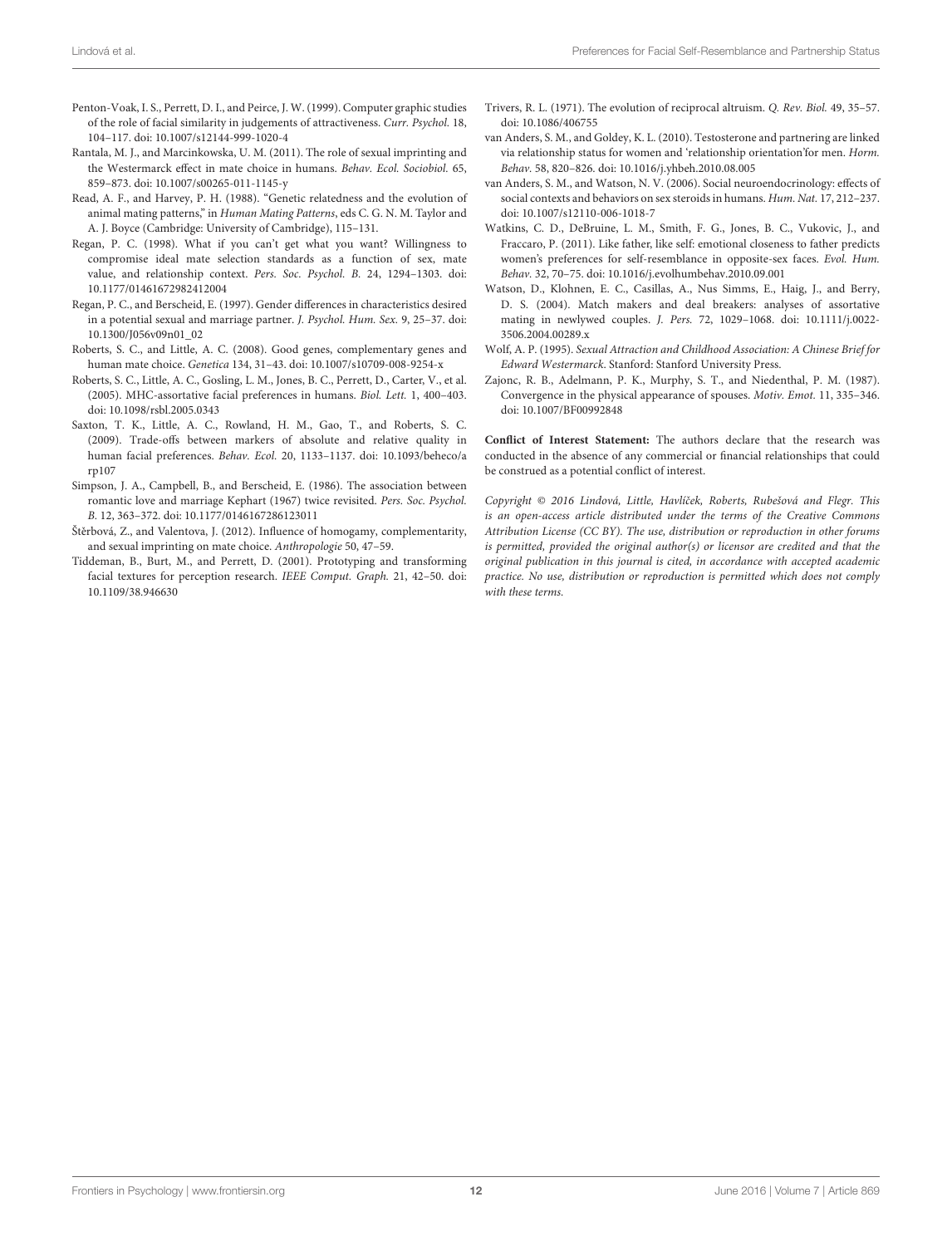Penton-Voak, I. S., Perrett, D. I., and Peirce, J. W. (1999). Computer graphic studies of the role of facial similarity in judgements of attractiveness. *Curr. Psychol.* 18, 104–117. doi: 10.1007/s12144-999-1020-4

Rantala, M. J., and Marcinkowska, U. M. (2011). The role of sexual imprinting and the Westermarck effect in mate choice in humans. *Behav. Ecol. Sociobiol.* 65, 859–873. doi: 10.1007/s00265-011-1145-y

Read, A. F., and Harvey, P. H. (1988). "Genetic relatedness and the evolution of animal mating patterns," in *Human Mating Patterns*, eds C. G. N. M. Taylor and A. J. Boyce (Cambridge: University of Cambridge), 115–131.

Regan, P. C. (1998). What if you can't get what you want? Willingness to compromise ideal mate selection standards as a function of sex, mate value, and relationship context. *Pers. Soc. Psychol. B.* 24, 1294–1303. doi: 10.1177/01461672982412004

Regan, P. C., and Berscheid, E. (1997). Gender differences in characteristics desired in a potential sexual and marriage partner. *J. Psychol. Hum. Sex.* 9, 25–37. doi: 10.1300/J056v09n01_02

Roberts, S. C., and Little, A. C. (2008). Good genes, complementary genes and human mate choice. *Genetica* 134, 31–43. doi: 10.1007/s10709-008-9254-x

Roberts, S. C., Little, A. C., Gosling, L. M., Jones, B. C., Perrett, D., Carter, V., et al. (2005). MHC-assortative facial preferences in humans. *Biol. Lett.* 1, 400–403. doi: 10.1098/rsbl.2005.0343

Saxton, T. K., Little, A. C., Rowland, H. M., Gao, T., and Roberts, S. C. (2009). Trade-offs between markers of absolute and relative quality in human facial preferences. *Behav. Ecol.* 20, 1133–1137. doi: 10.1093/beheco/arp107

Simpson, J. A., Campbell, B., and Berscheid, E. (1986). The association between romantic love and marriage Kephart (1967) twice revisited. *Pers. Soc. Psychol. B.* 12, 363–372. doi: 10.1177/0146167286123011

Štěrbová, Z., and Valentova, J. (2012). Influence of homogamy, complementarity, and sexual imprinting on mate choice. *Anthropologie* 50, 47–59.

Tiddeman, B., Burt, M., and Perrett, D. (2001). Prototyping and transforming facial textures for perception research. *IEEE Comput. Graph.* 21, 42–50. doi: 10.1109/38.946630

Trivers, R. L. (1971). The evolution of reciprocal altruism. *Q. Rev. Biol.* 49, 35–57. doi: 10.1086/406755

van Anders, S. M., and Goldey, K. L. (2010). Testosterone and partnering are linked via relationship status for women and 'relationship orientation'for men. *Horm. Behav.* 58, 820–826. doi: 10.1016/j.yhbeh.2010.08.005

van Anders, S. M., and Watson, N. V. (2006). Social neuroendocrinology: effects of social contexts and behaviors on sex steroids in humans. *Hum. Nat.* 17, 212–237. doi: 10.1007/s12110-006-1018-7

Watkins, C. D., DeBruine, L. M., Smith, F. G., Jones, B. C., Vukovic, J., and Fraccaro, P. (2011). Like father, like self: emotional closeness to father predicts women's preferences for self-resemblance in opposite-sex faces. *Evol. Hum. Behav.* 32, 70–75. doi: 10.1016/j.evolhumbehav.2010.09.001

Watson, D., Klohnen, E. C., Casillas, A., Nus Simms, E., Haig, J., and Berry, D. S. (2004). Match makers and deal breakers: analyses of assortative mating in newlywed couples. *J. Pers.* 72, 1029–1068. doi: 10.1111/j.0022-3506.2004.00289.x

Wolf, A. P. (1995). *Sexual Attraction and Childhood Association: A Chinese Brief for Edward Westermarck*. Stanford: Stanford University Press.

Zajonc, R. B., Adelmann, P. K., Murphy, S. T., and Niedenthal, P. M. (1987). Convergence in the physical appearance of spouses. *Motiv. Emot.* 11, 335–346. doi: 10.1007/BF00992848

**Conflict of Interest Statement:** The authors declare that the research was conducted in the absence of any commercial or financial relationships that could be construed as a potential conflict of interest.

*Copyright © 2016 Lindová, Little, Havlíček, Roberts, Rubešová and Flegr. This is an open-access article distributed under the terms of the Creative Commons Attribution License (CC BY). The use, distribution or reproduction in other forums is permitted, provided the original author(s) or licensor are credited and that the original publication in this journal is cited, in accordance with accepted academic practice. No use, distribution or reproduction is permitted which does not comply with these terms.*